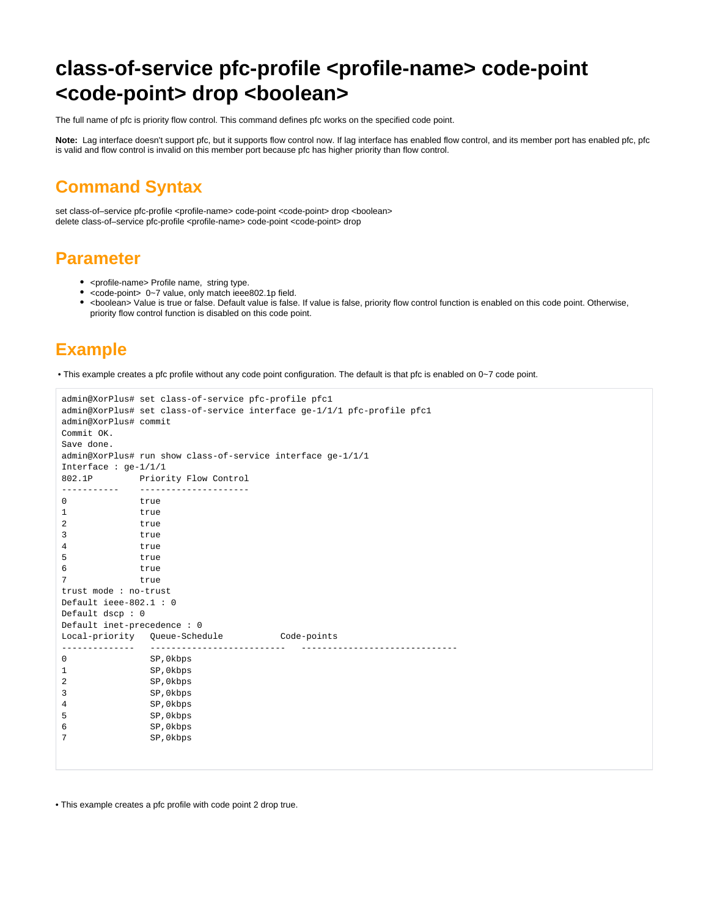# class-of-service pfc-profile <profile-name> code-point <code-point> drop <boolean>

The full name of pfc is priority flow control. This command defines pfc works on the specified code point.

**Note:** Lag interface doesn't support pfc, but it supports flow control now. If lag interface has enabled flow control, and its member port has enabled pfc, pfc is valid and flow control is invalid on this member port because pfc has higher priority than flow control.

## Command Syntax

set class-of–service pfc-profile <profile-name> code-point <code-point> drop <boolean>
delete class-of–service pfc-profile <profile-name> code-point <code-point> drop

## Parameter

- <profile-name> Profile name,  string type.
- <code-point>  0~7 value, only match ieee802.1p field.
- <boolean> Value is true or false. Default value is false. If value is false, priority flow control function is enabled on this code point. Otherwise, priority flow control function is disabled on this code point.

## Example

• This example creates a pfc profile without any code point configuration. The default is that pfc is enabled on 0~7 code point.

```
admin@XorPlus# set class-of-service pfc-profile pfc1
admin@XorPlus# set class-of-service interface ge-1/1/1 pfc-profile pfc1
admin@XorPlus# commit
Commit OK.
Save done.
admin@XorPlus# run show class-of-service interface ge-1/1/1
Interface : ge-1/1/1
802.1P         Priority Flow Control
-----------    ---------------------
0              true
1              true
2              true
3              true
4              true
5              true
6              true
7              true
trust mode : no-trust
Default ieee-802.1 : 0
Default dscp : 0
Default inet-precedence : 0
Local-priority   Queue-Schedule           Code-points
--------------   --------------------------   ------------------------------
0                SP,0kbps
1                SP,0kbps
2                SP,0kbps
3                SP,0kbps
4                SP,0kbps
5                SP,0kbps
6                SP,0kbps
7                SP,0kbps
```

• This example creates a pfc profile with code point 2 drop true.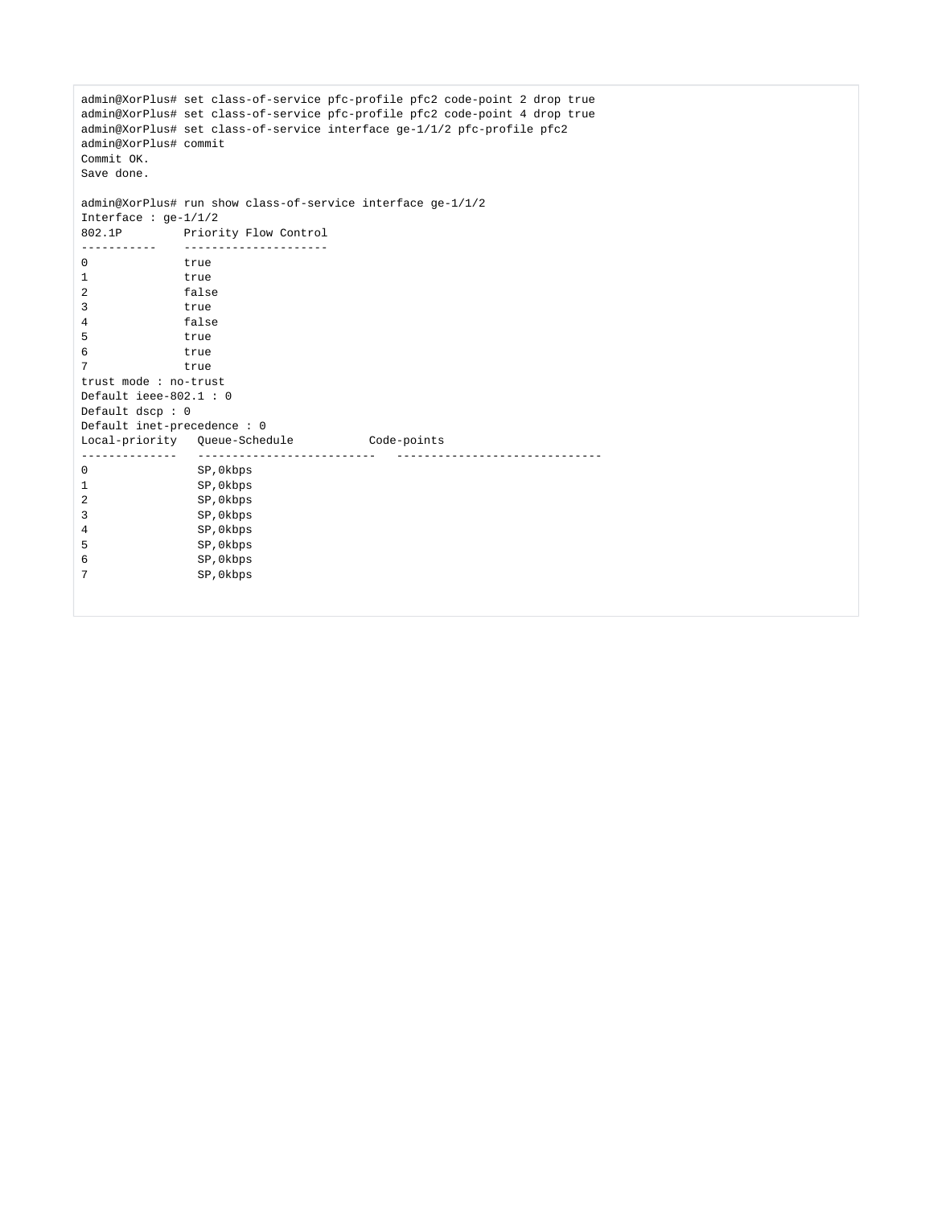```
admin@XorPlus# set class-of-service pfc-profile pfc2 code-point 2 drop true
admin@XorPlus# set class-of-service pfc-profile pfc2 code-point 4 drop true
admin@XorPlus# set class-of-service interface ge-1/1/2 pfc-profile pfc2
admin@XorPlus# commit
Commit OK.
Save done.

admin@XorPlus# run show class-of-service interface ge-1/1/2
Interface : ge-1/1/2
802.1P         Priority Flow Control
-----------    ---------------------
0              true
1              true
2              false
3              true
4              false
5              true
6              true
7              true
trust mode : no-trust
Default ieee-802.1 : 0
Default dscp : 0
Default inet-precedence : 0
Local-priority   Queue-Schedule           Code-points
--------------   -------------------------   ------------------------------
0                SP,0kbps
1                SP,0kbps
2                SP,0kbps
3                SP,0kbps
4                SP,0kbps
5                SP,0kbps
6                SP,0kbps
7                SP,0kbps
```